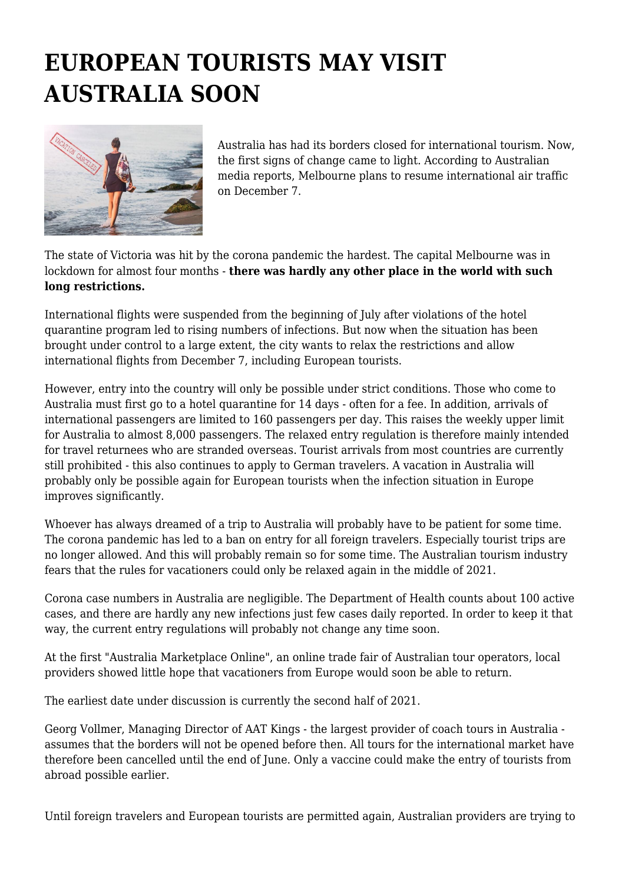# EUROPEAN TOURISTS MAY VISIT AUSTRALIA SOON

Australia has had its borders closed for international tourism. Now, the first signs of change came to light. According to Australian media reports, Melbourne plans to resume international air traffic on December 7.

The state of Victoria was hit by the corona pandemic the hardest. The capital Melbourne was in lockdown for almost four months - **there was hardly any other place in the world with such long restrictions.**

International flights were suspended from the beginning of July after violations of the hotel quarantine program led to rising numbers of infections. But now when the situation has been brought under control to a large extent, the city wants to relax the restrictions and allow international flights from December 7, including European tourists.

However, entry into the country will only be possible under strict conditions. Those who come to Australia must first go to a hotel quarantine for 14 days - often for a fee. In addition, arrivals of international passengers are limited to 160 passengers per day. This raises the weekly upper limit for Australia to almost 8,000 passengers. The relaxed entry regulation is therefore mainly intended for travel returnees who are stranded overseas. Tourist arrivals from most countries are currently still prohibited - this also continues to apply to German travelers. A vacation in Australia will probably only be possible again for European tourists when the infection situation in Europe improves significantly.

Whoever has always dreamed of a trip to Australia will probably have to be patient for some time. The corona pandemic has led to a ban on entry for all foreign travelers. Especially tourist trips are no longer allowed. And this will probably remain so for some time. The Australian tourism industry fears that the rules for vacationers could only be relaxed again in the middle of 2021.

Corona case numbers in Australia are negligible. The Department of Health counts about 100 active cases, and there are hardly any new infections just few cases daily reported. In order to keep it that way, the current entry regulations will probably not change any time soon.

At the first "Australia Marketplace Online", an online trade fair of Australian tour operators, local providers showed little hope that vacationers from Europe would soon be able to return.

The earliest date under discussion is currently the second half of 2021.

Georg Vollmer, Managing Director of AAT Kings - the largest provider of coach tours in Australia - assumes that the borders will not be opened before then. All tours for the international market have therefore been cancelled until the end of June. Only a vaccine could make the entry of tourists from abroad possible earlier.

Until foreign travelers and European tourists are permitted again, Australian providers are trying to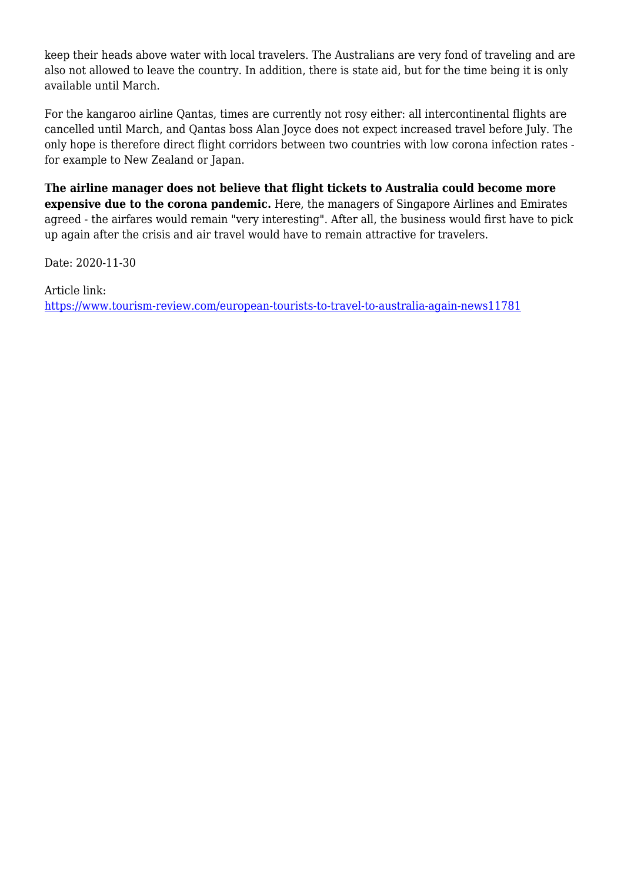keep their heads above water with local travelers. The Australians are very fond of traveling and are also not allowed to leave the country. In addition, there is state aid, but for the time being it is only available until March.

For the kangaroo airline Qantas, times are currently not rosy either: all intercontinental flights are cancelled until March, and Qantas boss Alan Joyce does not expect increased travel before July. The only hope is therefore direct flight corridors between two countries with low corona infection rates - for example to New Zealand or Japan.

**The airline manager does not believe that flight tickets to Australia could become more expensive due to the corona pandemic.** Here, the managers of Singapore Airlines and Emirates agreed - the airfares would remain "very interesting". After all, the business would first have to pick up again after the crisis and air travel would have to remain attractive for travelers.

Date: 2020-11-30

Article link:
[https://www.tourism-review.com/european-tourists-to-travel-to-australia-again-news11781](https://www.tourism-review.com/european-tourists-to-travel-to-australia-again-news11781)